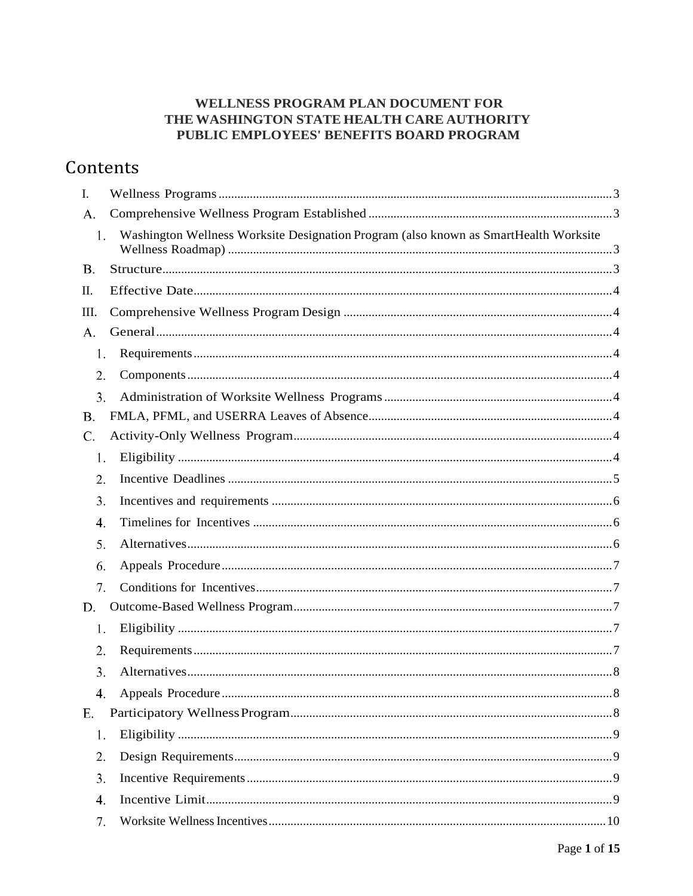**WELLNESS PROGRAM PLAN DOCUMENT FOR**
**THE WASHINGTON STATE HEALTH CARE AUTHORITY**
**PUBLIC EMPLOYEES' BENEFITS BOARD PROGRAM**

# Contents

- I. Wellness Programs ........ 3
- A. Comprehensive Wellness Program Established ........ 3
  - 1. Washington Wellness Worksite Designation Program (also known as SmartHealth Worksite Wellness Roadmap) ........ 3
- B. Structure ........ 3
- II. Effective Date ........ 4
- III. Comprehensive Wellness Program Design ........ 4
- A. General ........ 4
  - 1. Requirements ........ 4
  - 2. Components ........ 4
  - 3. Administration of Worksite Wellness Programs ........ 4
- B. FMLA, PFML, and USERRA Leaves of Absence ........ 4
- C. Activity-Only Wellness Program ........ 4
  - 1. Eligibility ........ 4
  - 2. Incentive Deadlines ........ 5
  - 3. Incentives and requirements ........ 6
  - 4. Timelines for Incentives ........ 6
  - 5. Alternatives ........ 6
  - 6. Appeals Procedure ........ 7
  - 7. Conditions for Incentives ........ 7
- D. Outcome-Based Wellness Program ........ 7
  - 1. Eligibility ........ 7
  - 2. Requirements ........ 7
  - 3. Alternatives ........ 8
  - 4. Appeals Procedure ........ 8
- E. Participatory Wellness Program ........ 8
  - 1. Eligibility ........ 9
  - 2. Design Requirements ........ 9
  - 3. Incentive Requirements ........ 9
  - 4. Incentive Limit ........ 9
  - 7. Worksite Wellness Incentives ........ 10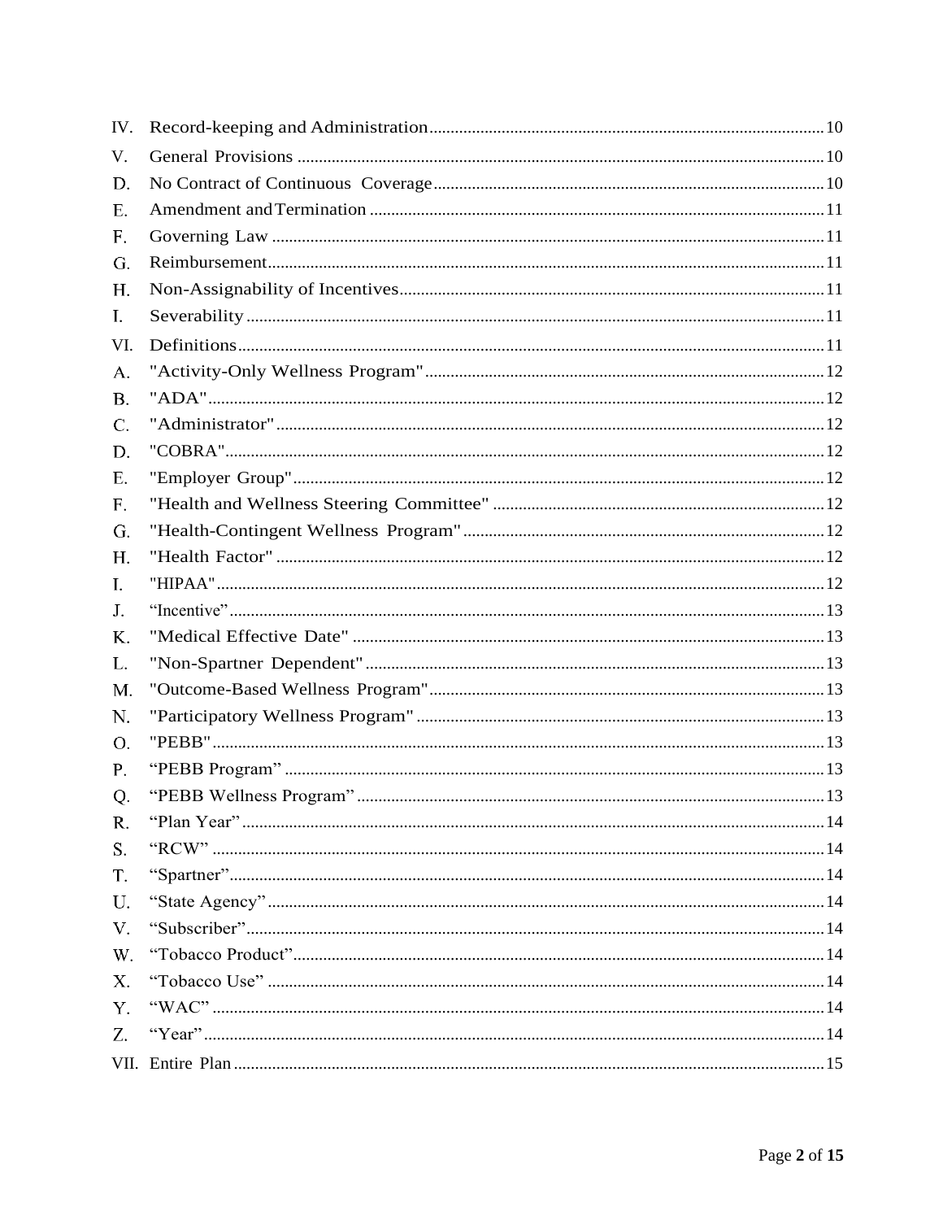| | | |
|---|---|---|
| IV. | Record-keeping and Administration | 10 |
| V. | General Provisions | 10 |
| D. | No Contract of Continuous Coverage | 10 |
| E. | Amendment and Termination | 11 |
| F. | Governing Law | 11 |
| G. | Reimbursement | 11 |
| H. | Non-Assignability of Incentives | 11 |
| I. | Severability | 11 |
| VI. | Definitions | 11 |
| A. | "Activity-Only Wellness Program" | 12 |
| B. | "ADA" | 12 |
| C. | "Administrator" | 12 |
| D. | "COBRA" | 12 |
| E. | "Employer Group" | 12 |
| F. | "Health and Wellness Steering Committee" | 12 |
| G. | "Health-Contingent Wellness Program" | 12 |
| H. | "Health Factor" | 12 |
| I. | "HIPAA" | 12 |
| J. | "Incentive" | 13 |
| K. | "Medical Effective Date" | 13 |
| L. | "Non-Spartner Dependent" | 13 |
| M. | "Outcome-Based Wellness Program" | 13 |
| N. | "Participatory Wellness Program" | 13 |
| O. | "PEBB" | 13 |
| P. | "PEBB Program" | 13 |
| Q. | "PEBB Wellness Program" | 13 |
| R. | "Plan Year" | 14 |
| S. | "RCW" | 14 |
| T. | "Spartner" | 14 |
| U. | "State Agency" | 14 |
| V. | "Subscriber" | 14 |
| W. | "Tobacco Product" | 14 |
| X. | "Tobacco Use" | 14 |
| Y. | "WAC" | 14 |
| Z. | "Year" | 14 |
| VII. | Entire Plan | 15 |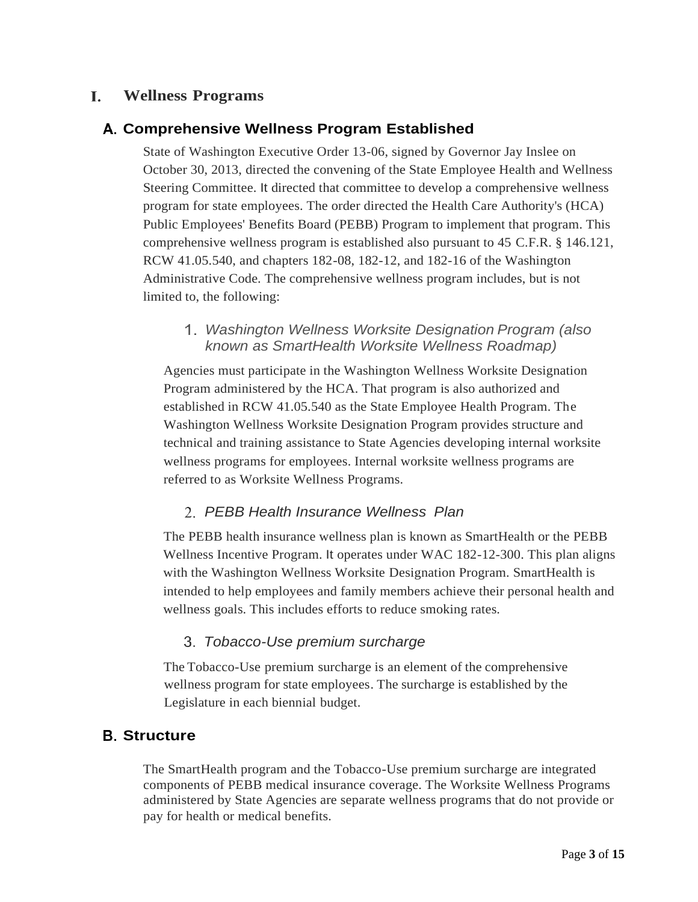# I. Wellness Programs

## A. Comprehensive Wellness Program Established

State of Washington Executive Order 13-06, signed by Governor Jay Inslee on October 30, 2013, directed the convening of the State Employee Health and Wellness Steering Committee. It directed that committee to develop a comprehensive wellness program for state employees. The order directed the Health Care Authority's (HCA) Public Employees' Benefits Board (PEBB) Program to implement that program. This comprehensive wellness program is established also pursuant to 45 C.F.R. § 146.121, RCW 41.05.540, and chapters 182-08, 182-12, and 182-16 of the Washington Administrative Code. The comprehensive wellness program includes, but is not limited to, the following:

### 1. *Washington Wellness Worksite Designation Program (also known as SmartHealth Worksite Wellness Roadmap)*

Agencies must participate in the Washington Wellness Worksite Designation Program administered by the HCA. That program is also authorized and established in RCW 41.05.540 as the State Employee Health Program. The Washington Wellness Worksite Designation Program provides structure and technical and training assistance to State Agencies developing internal worksite wellness programs for employees. Internal worksite wellness programs are referred to as Worksite Wellness Programs.

### 2. *PEBB Health Insurance Wellness Plan*

The PEBB health insurance wellness plan is known as SmartHealth or the PEBB Wellness Incentive Program. It operates under WAC 182-12-300. This plan aligns with the Washington Wellness Worksite Designation Program. SmartHealth is intended to help employees and family members achieve their personal health and wellness goals. This includes efforts to reduce smoking rates.

### 3. *Tobacco-Use premium surcharge*

The Tobacco-Use premium surcharge is an element of the comprehensive wellness program for state employees. The surcharge is established by the Legislature in each biennial budget.

## B. Structure

The SmartHealth program and the Tobacco-Use premium surcharge are integrated components of PEBB medical insurance coverage. The Worksite Wellness Programs administered by State Agencies are separate wellness programs that do not provide or pay for health or medical benefits.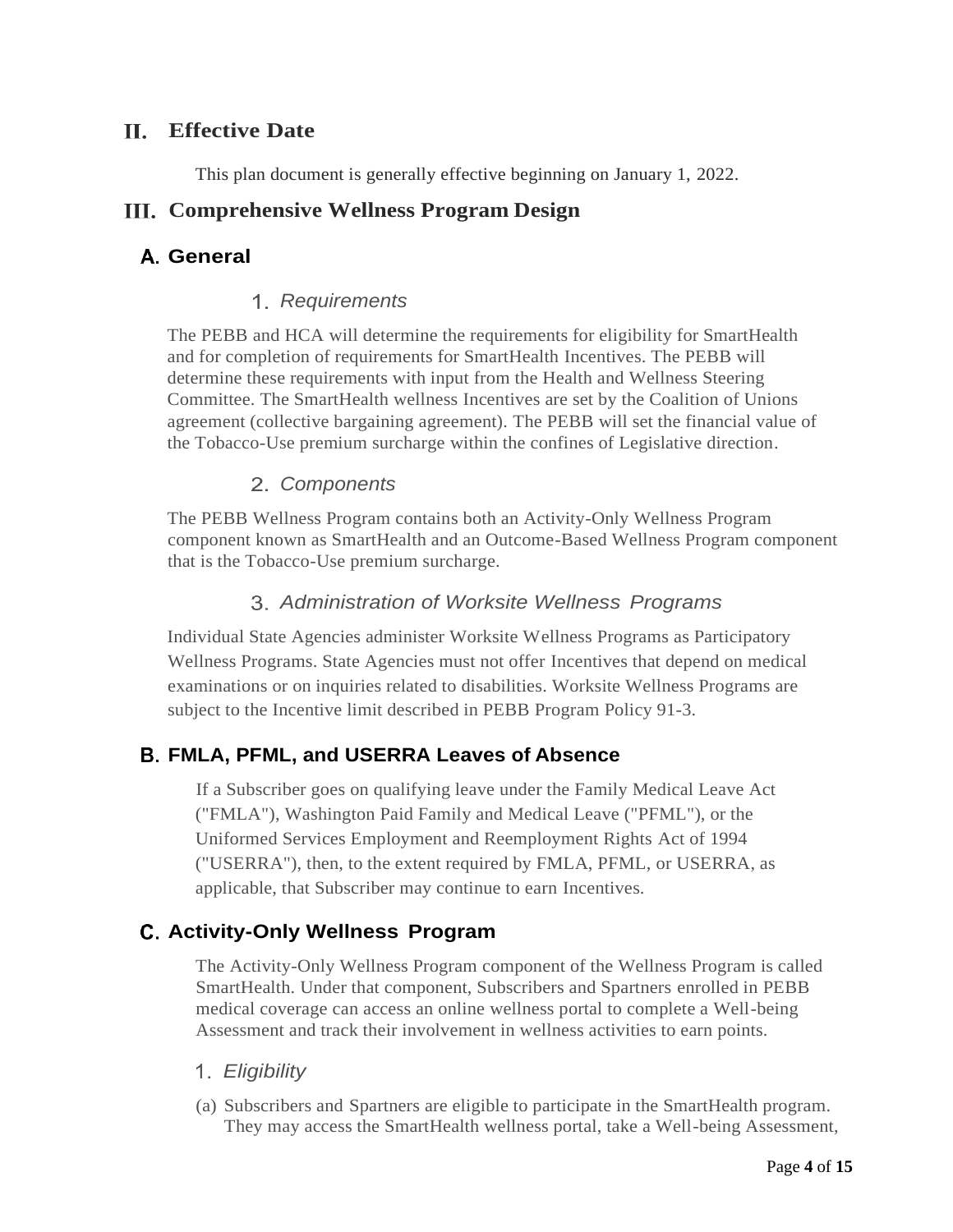## II. Effective Date

This plan document is generally effective beginning on January 1, 2022.

## III. Comprehensive Wellness Program Design

### A. General

#### 1. *Requirements*

The PEBB and HCA will determine the requirements for eligibility for SmartHealth and for completion of requirements for SmartHealth Incentives. The PEBB will determine these requirements with input from the Health and Wellness Steering Committee. The SmartHealth wellness Incentives are set by the Coalition of Unions agreement (collective bargaining agreement). The PEBB will set the financial value of the Tobacco-Use premium surcharge within the confines of Legislative direction.

#### 2. *Components*

The PEBB Wellness Program contains both an Activity-Only Wellness Program component known as SmartHealth and an Outcome-Based Wellness Program component that is the Tobacco-Use premium surcharge.

#### 3. *Administration of Worksite Wellness Programs*

Individual State Agencies administer Worksite Wellness Programs as Participatory Wellness Programs. State Agencies must not offer Incentives that depend on medical examinations or on inquiries related to disabilities. Worksite Wellness Programs are subject to the Incentive limit described in PEBB Program Policy 91-3.

### B. FMLA, PFML, and USERRA Leaves of Absence

If a Subscriber goes on qualifying leave under the Family Medical Leave Act ("FMLA"), Washington Paid Family and Medical Leave ("PFML"), or the Uniformed Services Employment and Reemployment Rights Act of 1994 ("USERRA"), then, to the extent required by FMLA, PFML, or USERRA, as applicable, that Subscriber may continue to earn Incentives.

### C. Activity-Only Wellness Program

The Activity-Only Wellness Program component of the Wellness Program is called SmartHealth. Under that component, Subscribers and Spartners enrolled in PEBB medical coverage can access an online wellness portal to complete a Well-being Assessment and track their involvement in wellness activities to earn points.

#### 1. *Eligibility*

(a) Subscribers and Spartners are eligible to participate in the SmartHealth program. They may access the SmartHealth wellness portal, take a Well-being Assessment,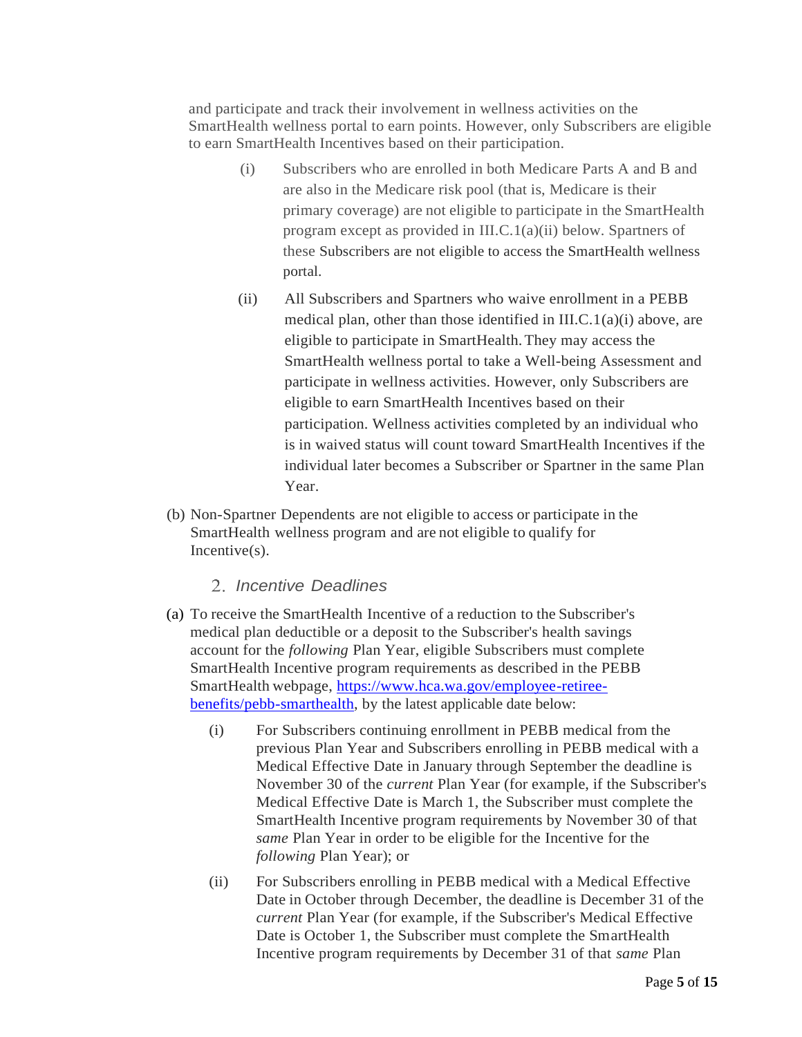and participate and track their involvement in wellness activities on the SmartHealth wellness portal to earn points. However, only Subscribers are eligible to earn SmartHealth Incentives based on their participation.

(i) Subscribers who are enrolled in both Medicare Parts A and B and are also in the Medicare risk pool (that is, Medicare is their primary coverage) are not eligible to participate in the SmartHealth program except as provided in III.C.1(a)(ii) below. Spartners of these Subscribers are not eligible to access the SmartHealth wellness portal.

(ii) All Subscribers and Spartners who waive enrollment in a PEBB medical plan, other than those identified in III.C.1(a)(i) above, are eligible to participate in SmartHealth. They may access the SmartHealth wellness portal to take a Well-being Assessment and participate in wellness activities. However, only Subscribers are eligible to earn SmartHealth Incentives based on their participation. Wellness activities completed by an individual who is in waived status will count toward SmartHealth Incentives if the individual later becomes a Subscriber or Spartner in the same Plan Year.

(b) Non-Spartner Dependents are not eligible to access or participate in the SmartHealth wellness program and are not eligible to qualify for Incentive(s).

### 2. *Incentive Deadlines*

(a) To receive the SmartHealth Incentive of a reduction to the Subscriber's medical plan deductible or a deposit to the Subscriber's health savings account for the *following* Plan Year, eligible Subscribers must complete SmartHealth Incentive program requirements as described in the PEBB SmartHealth webpage, [https://www.hca.wa.gov/employee-retiree-benefits/pebb-smarthealth](https://www.hca.wa.gov/employee-retiree-benefits/pebb-smarthealth), by the latest applicable date below:

(i) For Subscribers continuing enrollment in PEBB medical from the previous Plan Year and Subscribers enrolling in PEBB medical with a Medical Effective Date in January through September the deadline is November 30 of the *current* Plan Year (for example, if the Subscriber's Medical Effective Date is March 1, the Subscriber must complete the SmartHealth Incentive program requirements by November 30 of that *same* Plan Year in order to be eligible for the Incentive for the *following* Plan Year); or

(ii) For Subscribers enrolling in PEBB medical with a Medical Effective Date in October through December, the deadline is December 31 of the *current* Plan Year (for example, if the Subscriber's Medical Effective Date is October 1, the Subscriber must complete the SmartHealth Incentive program requirements by December 31 of that *same* Plan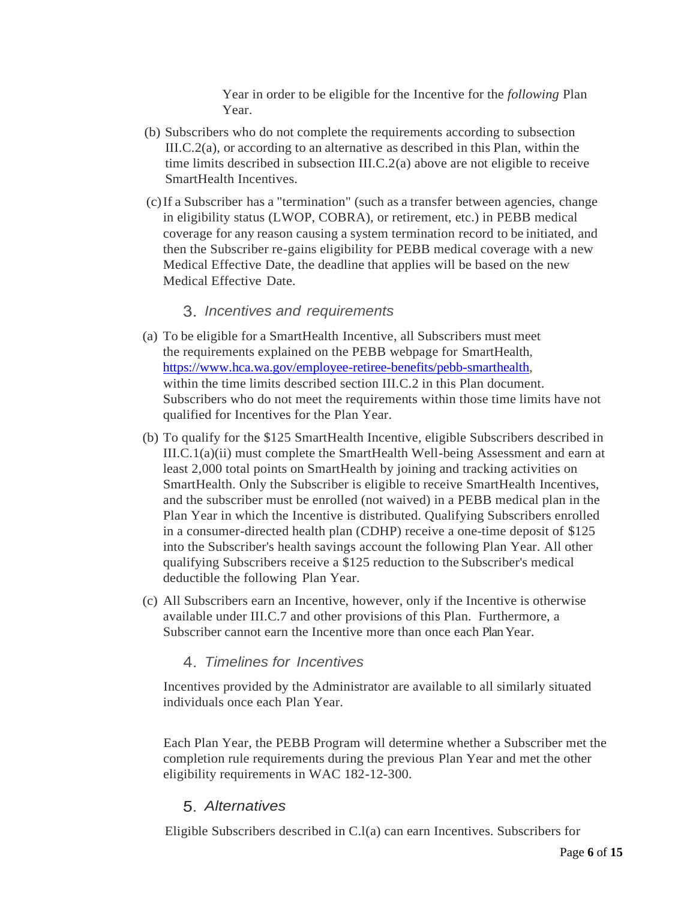Year in order to be eligible for the Incentive for the *following* Plan Year.

(b) Subscribers who do not complete the requirements according to subsection III.C.2(a), or according to an alternative as described in this Plan, within the time limits described in subsection III.C.2(a) above are not eligible to receive SmartHealth Incentives.

(c) If a Subscriber has a "termination" (such as a transfer between agencies, change in eligibility status (LWOP, COBRA), or retirement, etc.) in PEBB medical coverage for any reason causing a system termination record to be initiated, and then the Subscriber re-gains eligibility for PEBB medical coverage with a new Medical Effective Date, the deadline that applies will be based on the new Medical Effective Date.

### 3. *Incentives and requirements*

(a) To be eligible for a SmartHealth Incentive, all Subscribers must meet the requirements explained on the PEBB webpage for SmartHealth, [https://www.hca.wa.gov/employee-retiree-benefits/pebb-smarthealth](https://www.hca.wa.gov/employee-retiree-benefits/pebb-smarthealth), within the time limits described section III.C.2 in this Plan document. Subscribers who do not meet the requirements within those time limits have not qualified for Incentives for the Plan Year.

(b) To qualify for the $125 SmartHealth Incentive, eligible Subscribers described in III.C.1(a)(ii) must complete the SmartHealth Well-being Assessment and earn at least 2,000 total points on SmartHealth by joining and tracking activities on SmartHealth. Only the Subscriber is eligible to receive SmartHealth Incentives, and the subscriber must be enrolled (not waived) in a PEBB medical plan in the Plan Year in which the Incentive is distributed. Qualifying Subscribers enrolled in a consumer-directed health plan (CDHP) receive a one-time deposit of $125 into the Subscriber's health savings account the following Plan Year. All other qualifying Subscribers receive a $125 reduction to the Subscriber's medical deductible the following Plan Year.

(c) All Subscribers earn an Incentive, however, only if the Incentive is otherwise available under III.C.7 and other provisions of this Plan. Furthermore, a Subscriber cannot earn the Incentive more than once each Plan Year.

### 4. *Timelines for Incentives*

Incentives provided by the Administrator are available to all similarly situated individuals once each Plan Year.

Each Plan Year, the PEBB Program will determine whether a Subscriber met the completion rule requirements during the previous Plan Year and met the other eligibility requirements in WAC 182-12-300.

### 5. *Alternatives*

Eligible Subscribers described in C.l(a) can earn Incentives. Subscribers for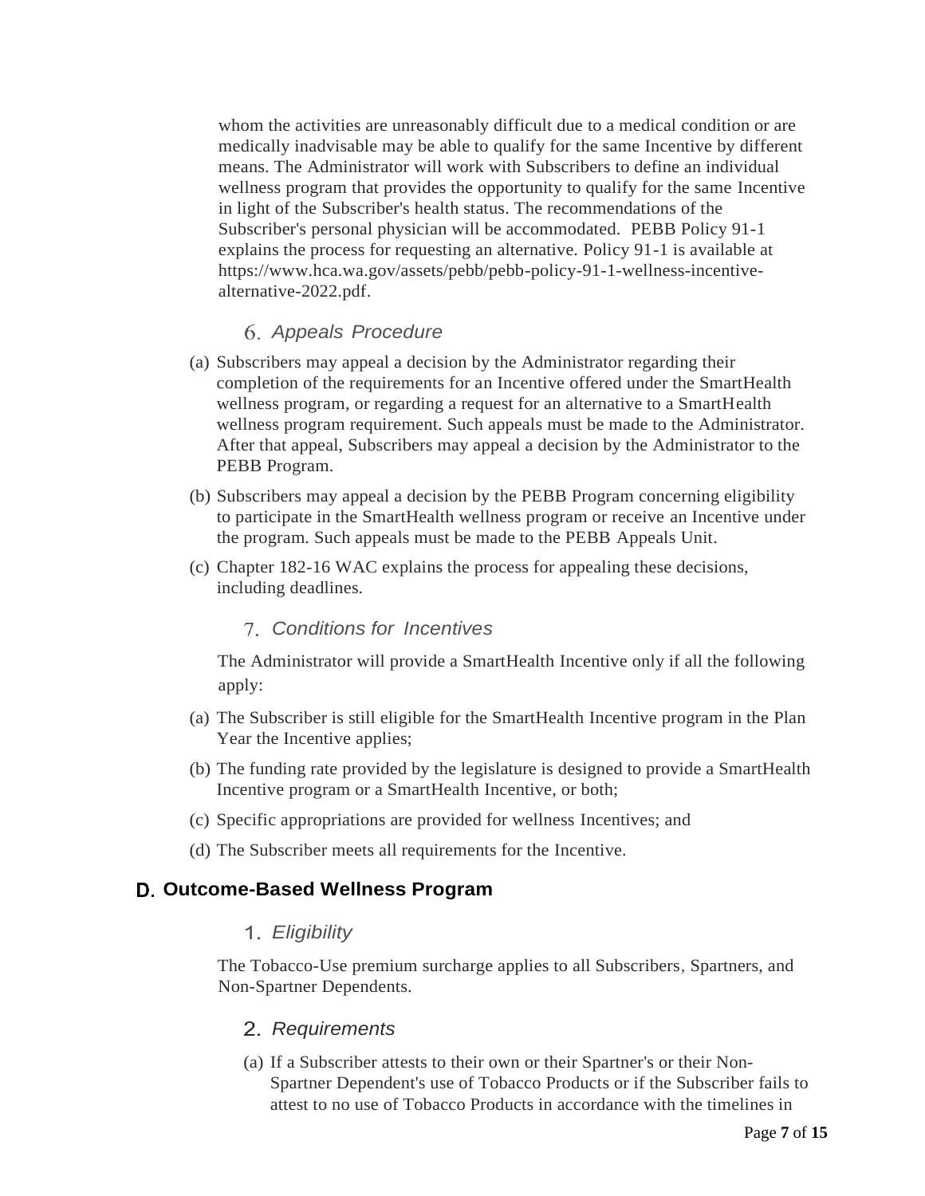whom the activities are unreasonably difficult due to a medical condition or are medically inadvisable may be able to qualify for the same Incentive by different means. The Administrator will work with Subscribers to define an individual wellness program that provides the opportunity to qualify for the same Incentive in light of the Subscriber's health status. The recommendations of the Subscriber's personal physician will be accommodated. PEBB Policy 91-1 explains the process for requesting an alternative. Policy 91-1 is available at https://www.hca.wa.gov/assets/pebb/pebb-policy-91-1-wellness-incentive-alternative-2022.pdf.

### 6. *Appeals Procedure*

(a) Subscribers may appeal a decision by the Administrator regarding their completion of the requirements for an Incentive offered under the SmartHealth wellness program, or regarding a request for an alternative to a SmartHealth wellness program requirement. Such appeals must be made to the Administrator. After that appeal, Subscribers may appeal a decision by the Administrator to the PEBB Program.

(b) Subscribers may appeal a decision by the PEBB Program concerning eligibility to participate in the SmartHealth wellness program or receive an Incentive under the program. Such appeals must be made to the PEBB Appeals Unit.

(c) Chapter 182-16 WAC explains the process for appealing these decisions, including deadlines.

### 7. *Conditions for Incentives*

The Administrator will provide a SmartHealth Incentive only if all the following apply:

(a) The Subscriber is still eligible for the SmartHealth Incentive program in the Plan Year the Incentive applies;

(b) The funding rate provided by the legislature is designed to provide a SmartHealth Incentive program or a SmartHealth Incentive, or both;

(c) Specific appropriations are provided for wellness Incentives; and

(d) The Subscriber meets all requirements for the Incentive.

## D. Outcome-Based Wellness Program

### 1. *Eligibility*

The Tobacco-Use premium surcharge applies to all Subscribers, Spartners, and Non-Spartner Dependents.

### 2. *Requirements*

(a) If a Subscriber attests to their own or their Spartner's or their Non-Spartner Dependent's use of Tobacco Products or if the Subscriber fails to attest to no use of Tobacco Products in accordance with the timelines in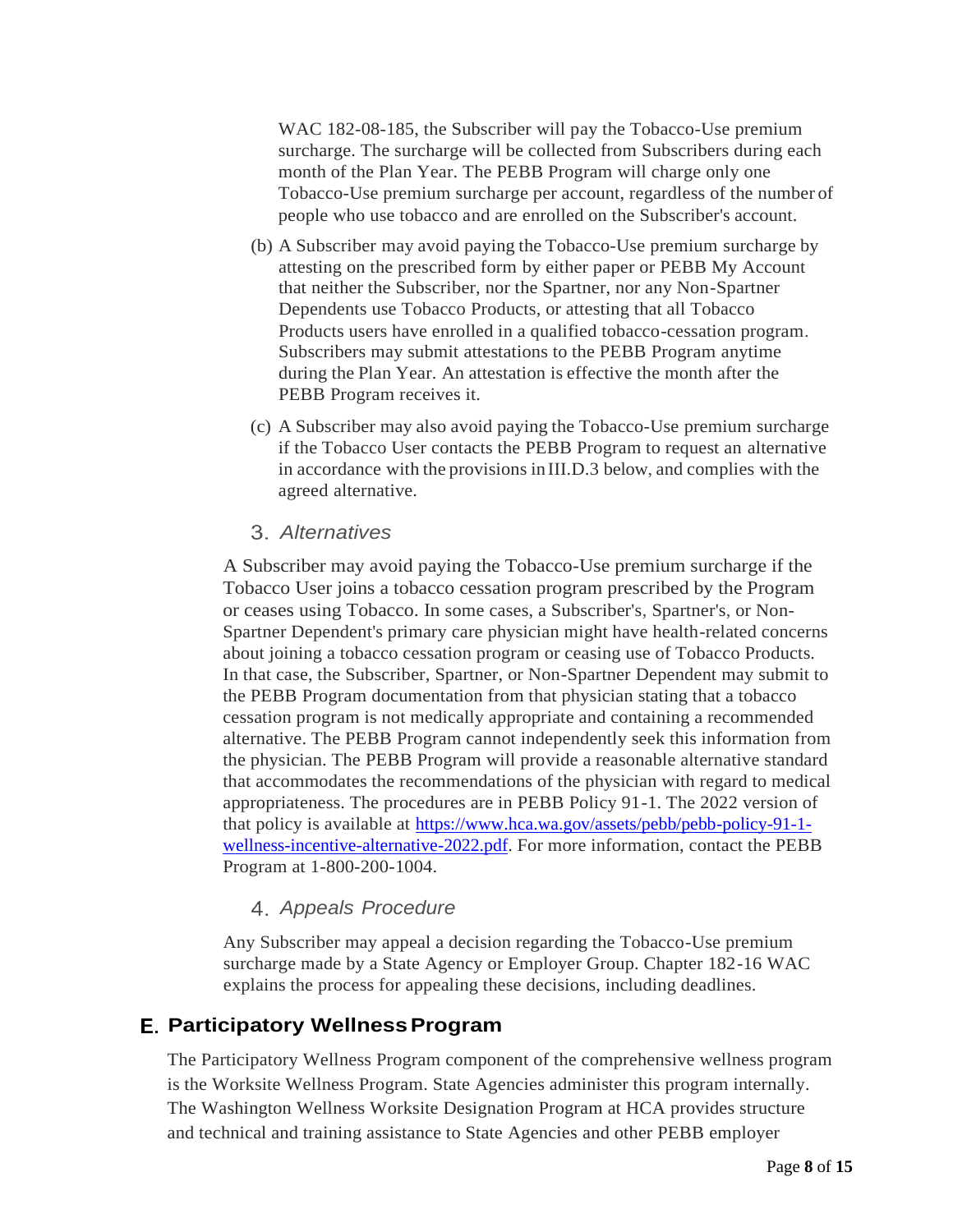WAC 182-08-185, the Subscriber will pay the Tobacco-Use premium surcharge. The surcharge will be collected from Subscribers during each month of the Plan Year. The PEBB Program will charge only one Tobacco-Use premium surcharge per account, regardless of the number of people who use tobacco and are enrolled on the Subscriber's account.

(b) A Subscriber may avoid paying the Tobacco-Use premium surcharge by attesting on the prescribed form by either paper or PEBB My Account that neither the Subscriber, nor the Spartner, nor any Non-Spartner Dependents use Tobacco Products, or attesting that all Tobacco Products users have enrolled in a qualified tobacco-cessation program. Subscribers may submit attestations to the PEBB Program anytime during the Plan Year. An attestation is effective the month after the PEBB Program receives it.

(c) A Subscriber may also avoid paying the Tobacco-Use premium surcharge if the Tobacco User contacts the PEBB Program to request an alternative in accordance with the provisions in III.D.3 below, and complies with the agreed alternative.

### 3. *Alternatives*

A Subscriber may avoid paying the Tobacco-Use premium surcharge if the Tobacco User joins a tobacco cessation program prescribed by the Program or ceases using Tobacco. In some cases, a Subscriber's, Spartner's, or Non-Spartner Dependent's primary care physician might have health-related concerns about joining a tobacco cessation program or ceasing use of Tobacco Products. In that case, the Subscriber, Spartner, or Non-Spartner Dependent may submit to the PEBB Program documentation from that physician stating that a tobacco cessation program is not medically appropriate and containing a recommended alternative. The PEBB Program cannot independently seek this information from the physician. The PEBB Program will provide a reasonable alternative standard that accommodates the recommendations of the physician with regard to medical appropriateness. The procedures are in PEBB Policy 91-1. The 2022 version of that policy is available at [https://www.hca.wa.gov/assets/pebb/pebb-policy-91-1-wellness-incentive-alternative-2022.pdf](https://www.hca.wa.gov/assets/pebb/pebb-policy-91-1-wellness-incentive-alternative-2022.pdf). For more information, contact the PEBB Program at 1-800-200-1004.

### 4. *Appeals Procedure*

Any Subscriber may appeal a decision regarding the Tobacco-Use premium surcharge made by a State Agency or Employer Group. Chapter 182-16 WAC explains the process for appealing these decisions, including deadlines.

## E. Participatory Wellness Program

The Participatory Wellness Program component of the comprehensive wellness program is the Worksite Wellness Program. State Agencies administer this program internally. The Washington Wellness Worksite Designation Program at HCA provides structure and technical and training assistance to State Agencies and other PEBB employer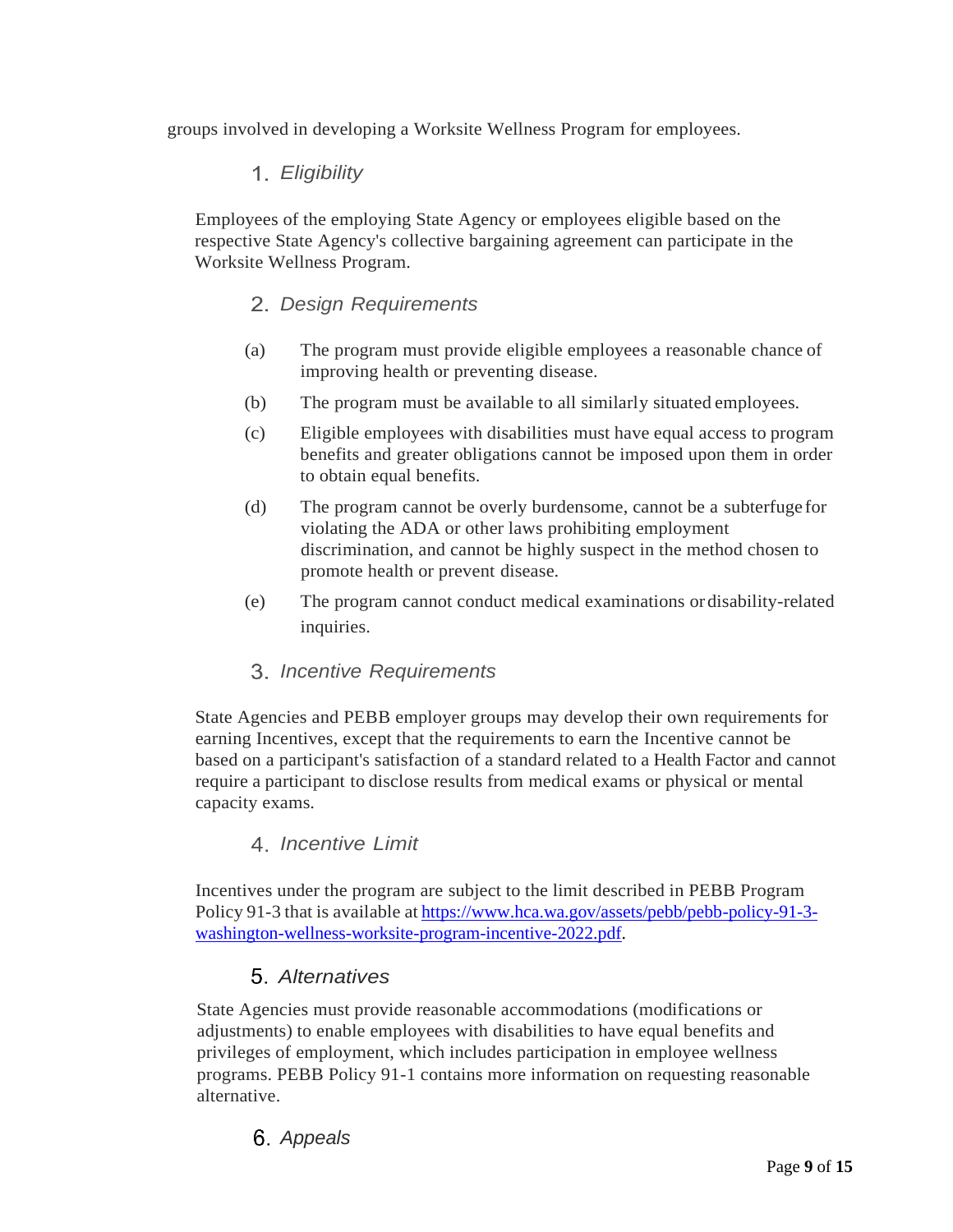groups involved in developing a Worksite Wellness Program for employees.

### 1. *Eligibility*

Employees of the employing State Agency or employees eligible based on the respective State Agency's collective bargaining agreement can participate in the Worksite Wellness Program.

### 2. *Design Requirements*

(a) The program must provide eligible employees a reasonable chance of improving health or preventing disease.

(b) The program must be available to all similarly situated employees.

(c) Eligible employees with disabilities must have equal access to program benefits and greater obligations cannot be imposed upon them in order to obtain equal benefits.

(d) The program cannot be overly burdensome, cannot be a subterfuge for violating the ADA or other laws prohibiting employment discrimination, and cannot be highly suspect in the method chosen to promote health or prevent disease.

(e) The program cannot conduct medical examinations or disability-related inquiries.

### 3. *Incentive Requirements*

State Agencies and PEBB employer groups may develop their own requirements for earning Incentives, except that the requirements to earn the Incentive cannot be based on a participant's satisfaction of a standard related to a Health Factor and cannot require a participant to disclose results from medical exams or physical or mental capacity exams.

### 4. *Incentive Limit*

Incentives under the program are subject to the limit described in PEBB Program Policy 91-3 that is available at [https://www.hca.wa.gov/assets/pebb/pebb-policy-91-3-washington-wellness-worksite-program-incentive-2022.pdf](https://www.hca.wa.gov/assets/pebb/pebb-policy-91-3-washington-wellness-worksite-program-incentive-2022.pdf).

### 5. *Alternatives*

State Agencies must provide reasonable accommodations (modifications or adjustments) to enable employees with disabilities to have equal benefits and privileges of employment, which includes participation in employee wellness programs. PEBB Policy 91-1 contains more information on requesting reasonable alternative.

### 6. *Appeals*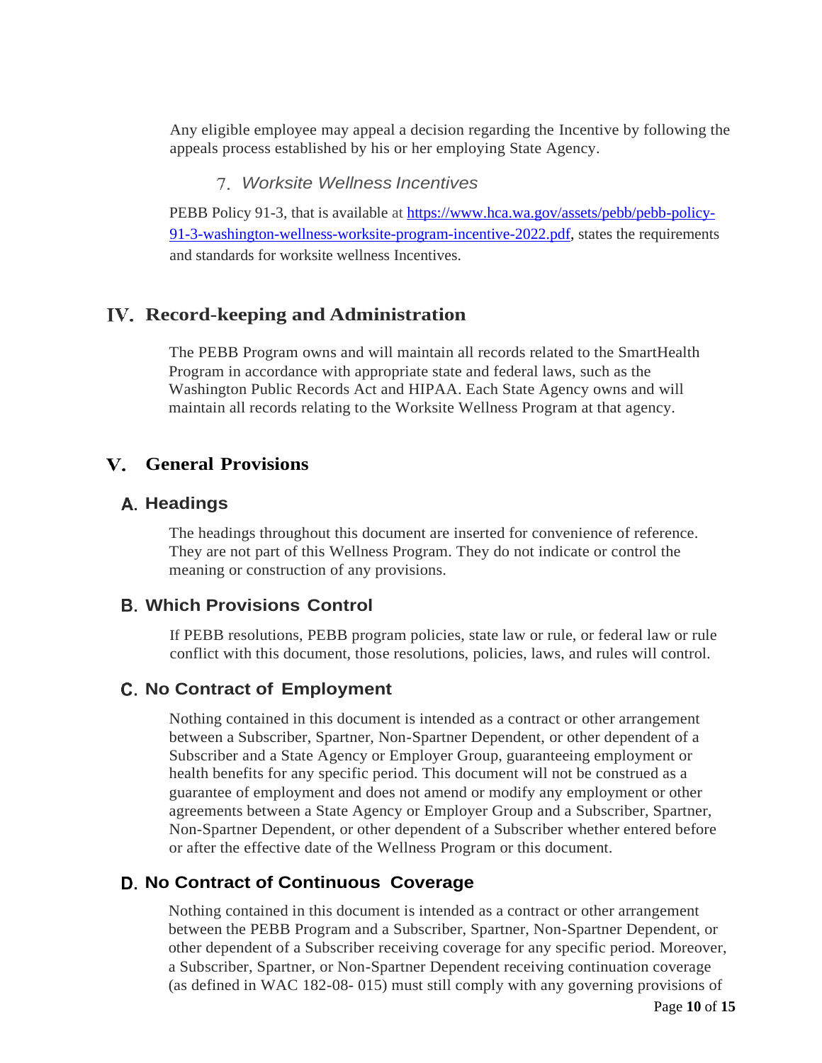Any eligible employee may appeal a decision regarding the Incentive by following the appeals process established by his or her employing State Agency.

### 7. *Worksite Wellness Incentives*

PEBB Policy 91-3, that is available at [https://www.hca.wa.gov/assets/pebb/pebb-policy-91-3-washington-wellness-worksite-program-incentive-2022.pdf](https://www.hca.wa.gov/assets/pebb/pebb-policy-91-3-washington-wellness-worksite-program-incentive-2022.pdf), states the requirements and standards for worksite wellness Incentives.

# IV. Record-keeping and Administration

The PEBB Program owns and will maintain all records related to the SmartHealth Program in accordance with appropriate state and federal laws, such as the Washington Public Records Act and HIPAA. Each State Agency owns and will maintain all records relating to the Worksite Wellness Program at that agency.

# V. General Provisions

## A. Headings

The headings throughout this document are inserted for convenience of reference. They are not part of this Wellness Program. They do not indicate or control the meaning or construction of any provisions.

## B. Which Provisions Control

If PEBB resolutions, PEBB program policies, state law or rule, or federal law or rule conflict with this document, those resolutions, policies, laws, and rules will control.

## C. No Contract of Employment

Nothing contained in this document is intended as a contract or other arrangement between a Subscriber, Spartner, Non-Spartner Dependent, or other dependent of a Subscriber and a State Agency or Employer Group, guaranteeing employment or health benefits for any specific period. This document will not be construed as a guarantee of employment and does not amend or modify any employment or other agreements between a State Agency or Employer Group and a Subscriber, Spartner, Non-Spartner Dependent, or other dependent of a Subscriber whether entered before or after the effective date of the Wellness Program or this document.

## D. No Contract of Continuous Coverage

Nothing contained in this document is intended as a contract or other arrangement between the PEBB Program and a Subscriber, Spartner, Non-Spartner Dependent, or other dependent of a Subscriber receiving coverage for any specific period. Moreover, a Subscriber, Spartner, or Non-Spartner Dependent receiving continuation coverage (as defined in WAC 182-08- 015) must still comply with any governing provisions of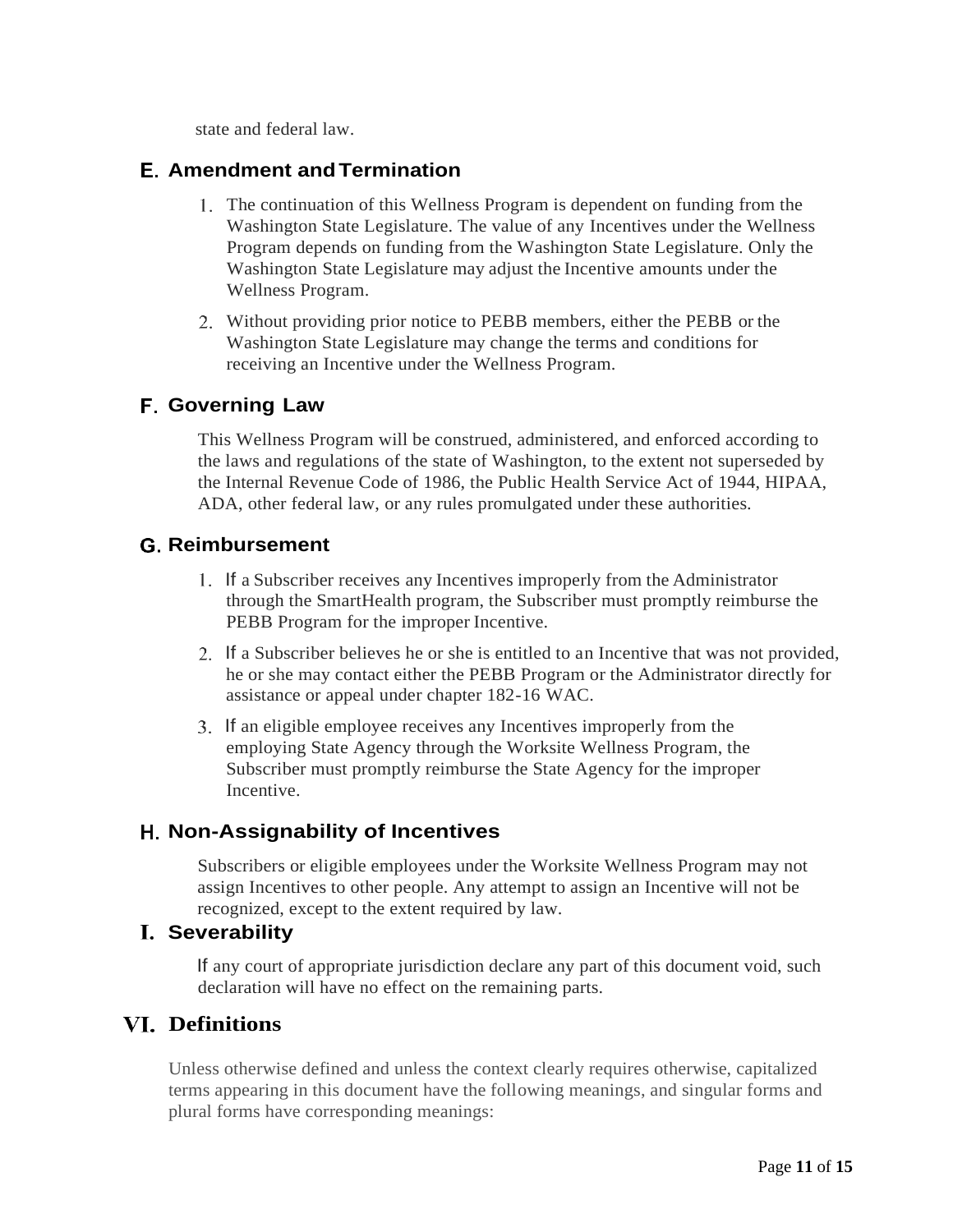state and federal law.

### E. Amendment and Termination

1. The continuation of this Wellness Program is dependent on funding from the Washington State Legislature. The value of any Incentives under the Wellness Program depends on funding from the Washington State Legislature. Only the Washington State Legislature may adjust the Incentive amounts under the Wellness Program.
2. Without providing prior notice to PEBB members, either the PEBB or the Washington State Legislature may change the terms and conditions for receiving an Incentive under the Wellness Program.

### F. Governing Law

This Wellness Program will be construed, administered, and enforced according to the laws and regulations of the state of Washington, to the extent not superseded by the Internal Revenue Code of 1986, the Public Health Service Act of 1944, HIPAA, ADA, other federal law, or any rules promulgated under these authorities.

### G. Reimbursement

1. If a Subscriber receives any Incentives improperly from the Administrator through the SmartHealth program, the Subscriber must promptly reimburse the PEBB Program for the improper Incentive.
2. If a Subscriber believes he or she is entitled to an Incentive that was not provided, he or she may contact either the PEBB Program or the Administrator directly for assistance or appeal under chapter 182-16 WAC.
3. If an eligible employee receives any Incentives improperly from the employing State Agency through the Worksite Wellness Program, the Subscriber must promptly reimburse the State Agency for the improper Incentive.

### H. Non-Assignability of Incentives

Subscribers or eligible employees under the Worksite Wellness Program may not assign Incentives to other people. Any attempt to assign an Incentive will not be recognized, except to the extent required by law.

### I. Severability

If any court of appropriate jurisdiction declare any part of this document void, such declaration will have no effect on the remaining parts.

## VI. Definitions

Unless otherwise defined and unless the context clearly requires otherwise, capitalized terms appearing in this document have the following meanings, and singular forms and plural forms have corresponding meanings: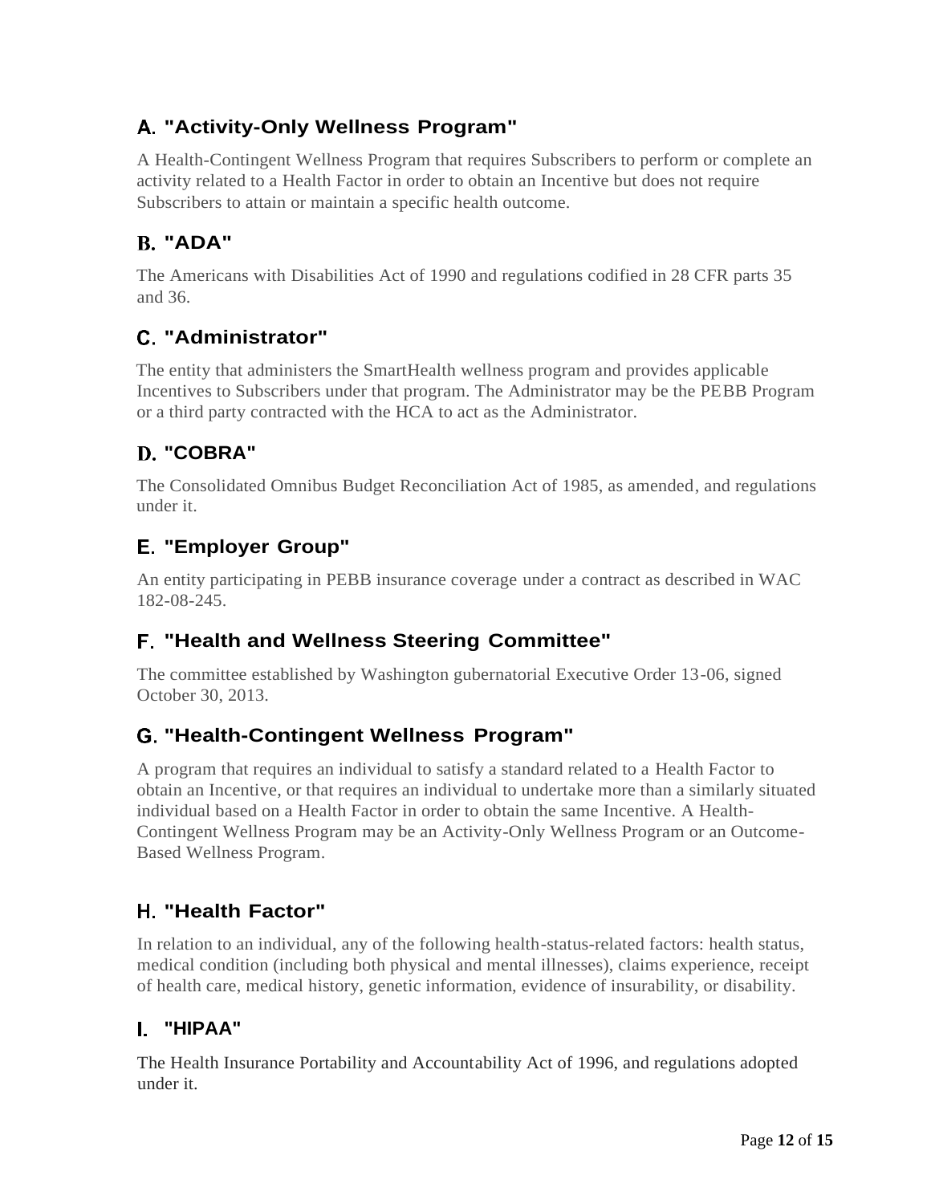## A. "Activity-Only Wellness Program"

A Health-Contingent Wellness Program that requires Subscribers to perform or complete an activity related to a Health Factor in order to obtain an Incentive but does not require Subscribers to attain or maintain a specific health outcome.

## B. "ADA"

The Americans with Disabilities Act of 1990 and regulations codified in 28 CFR parts 35 and 36.

## C. "Administrator"

The entity that administers the SmartHealth wellness program and provides applicable Incentives to Subscribers under that program. The Administrator may be the PEBB Program or a third party contracted with the HCA to act as the Administrator.

## D. "COBRA"

The Consolidated Omnibus Budget Reconciliation Act of 1985, as amended, and regulations under it.

## E. "Employer Group"

An entity participating in PEBB insurance coverage under a contract as described in WAC 182-08-245.

## F. "Health and Wellness Steering Committee"

The committee established by Washington gubernatorial Executive Order 13-06, signed October 30, 2013.

## G. "Health-Contingent Wellness Program"

A program that requires an individual to satisfy a standard related to a Health Factor to obtain an Incentive, or that requires an individual to undertake more than a similarly situated individual based on a Health Factor in order to obtain the same Incentive. A Health-Contingent Wellness Program may be an Activity-Only Wellness Program or an Outcome-Based Wellness Program.

## H. "Health Factor"

In relation to an individual, any of the following health-status-related factors: health status, medical condition (including both physical and mental illnesses), claims experience, receipt of health care, medical history, genetic information, evidence of insurability, or disability.

## I. "HIPAA"

The Health Insurance Portability and Accountability Act of 1996, and regulations adopted under it.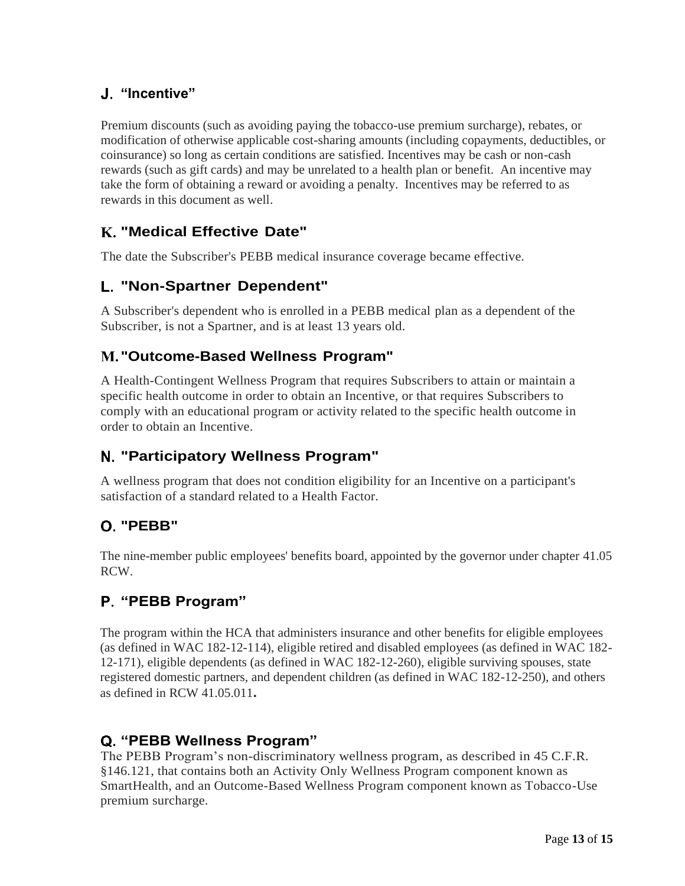## J. "Incentive"

Premium discounts (such as avoiding paying the tobacco-use premium surcharge), rebates, or modification of otherwise applicable cost-sharing amounts (including copayments, deductibles, or coinsurance) so long as certain conditions are satisfied. Incentives may be cash or non-cash rewards (such as gift cards) and may be unrelated to a health plan or benefit. An incentive may take the form of obtaining a reward or avoiding a penalty. Incentives may be referred to as rewards in this document as well.

## K. "Medical Effective Date"

The date the Subscriber's PEBB medical insurance coverage became effective.

## L. "Non-Spartner Dependent"

A Subscriber's dependent who is enrolled in a PEBB medical plan as a dependent of the Subscriber, is not a Spartner, and is at least 13 years old.

## M. "Outcome-Based Wellness Program"

A Health-Contingent Wellness Program that requires Subscribers to attain or maintain a specific health outcome in order to obtain an Incentive, or that requires Subscribers to comply with an educational program or activity related to the specific health outcome in order to obtain an Incentive.

## N. "Participatory Wellness Program"

A wellness program that does not condition eligibility for an Incentive on a participant's satisfaction of a standard related to a Health Factor.

## O. "PEBB"

The nine-member public employees' benefits board, appointed by the governor under chapter 41.05 RCW.

## P. "PEBB Program"

The program within the HCA that administers insurance and other benefits for eligible employees (as defined in WAC 182-12-114), eligible retired and disabled employees (as defined in WAC 182-12-171), eligible dependents (as defined in WAC 182-12-260), eligible surviving spouses, state registered domestic partners, and dependent children (as defined in WAC 182-12-250), and others as defined in RCW 41.05.011.

## Q. "PEBB Wellness Program"

The PEBB Program's non-discriminatory wellness program, as described in 45 C.F.R. §146.121, that contains both an Activity Only Wellness Program component known as SmartHealth, and an Outcome-Based Wellness Program component known as Tobacco-Use premium surcharge.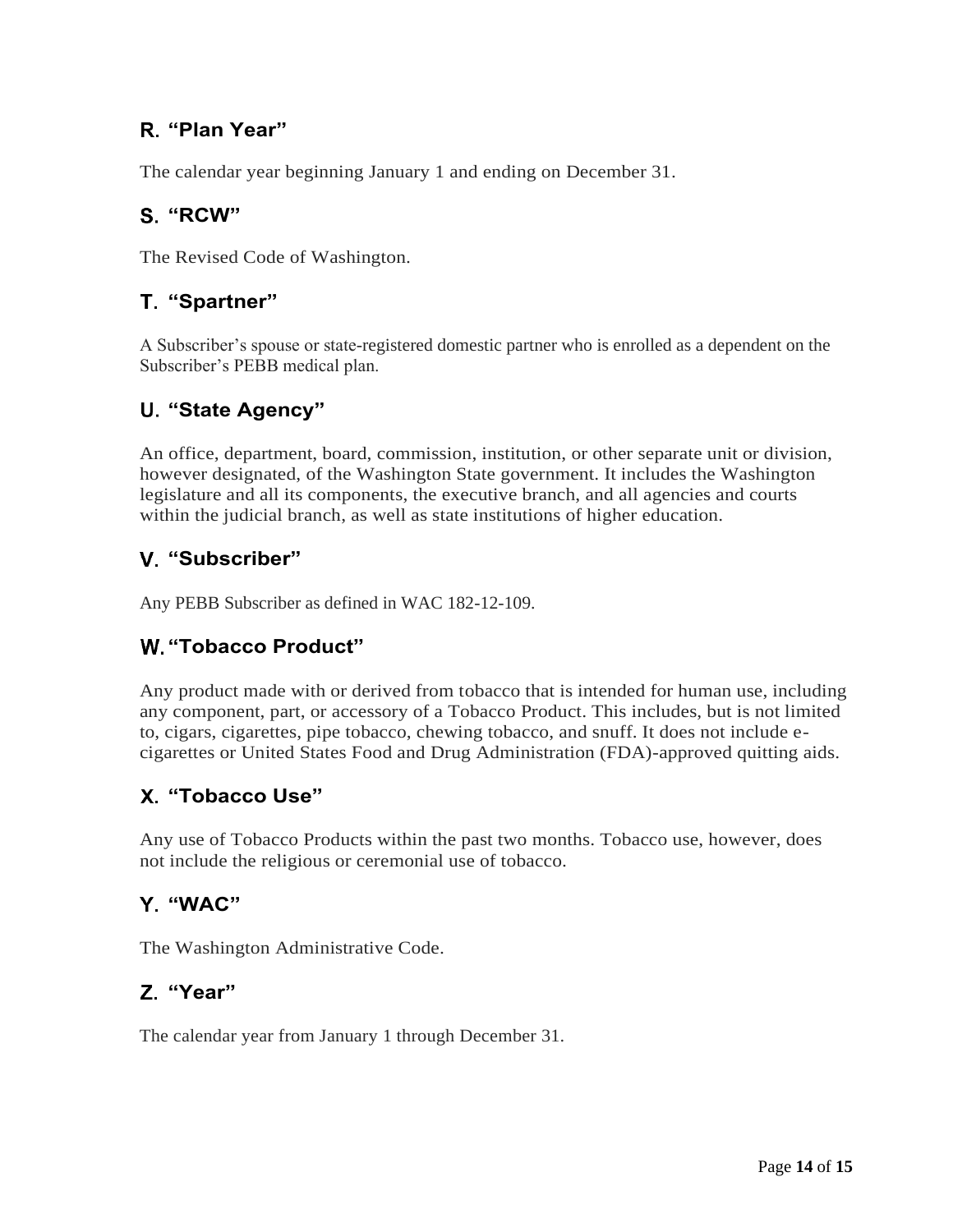## R. “Plan Year”

The calendar year beginning January 1 and ending on December 31.

## S. “RCW”

The Revised Code of Washington.

## T. “Spartner”

A Subscriber’s spouse or state-registered domestic partner who is enrolled as a dependent on the Subscriber’s PEBB medical plan.

## U. “State Agency”

An office, department, board, commission, institution, or other separate unit or division, however designated, of the Washington State government. It includes the Washington legislature and all its components, the executive branch, and all agencies and courts within the judicial branch, as well as state institutions of higher education.

## V. “Subscriber”

Any PEBB Subscriber as defined in WAC 182-12-109.

## W. “Tobacco Product”

Any product made with or derived from tobacco that is intended for human use, including any component, part, or accessory of a Tobacco Product. This includes, but is not limited to, cigars, cigarettes, pipe tobacco, chewing tobacco, and snuff. It does not include e-cigarettes or United States Food and Drug Administration (FDA)-approved quitting aids.

## X. “Tobacco Use”

Any use of Tobacco Products within the past two months. Tobacco use, however, does not include the religious or ceremonial use of tobacco.

## Y. “WAC”

The Washington Administrative Code.

## Z. “Year”

The calendar year from January 1 through December 31.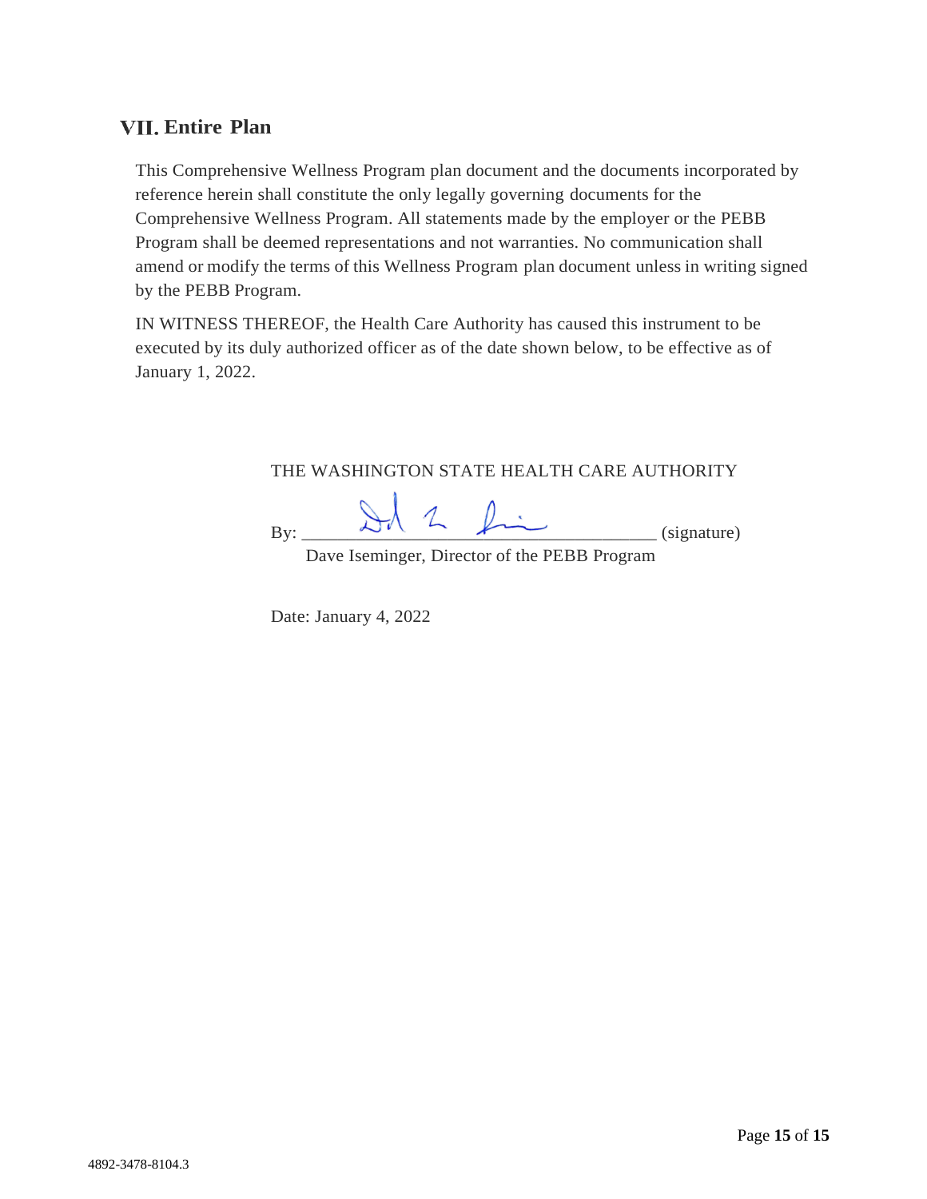## VII. Entire Plan

This Comprehensive Wellness Program plan document and the documents incorporated by reference herein shall constitute the only legally governing documents for the Comprehensive Wellness Program. All statements made by the employer or the PEBB Program shall be deemed representations and not warranties. No communication shall amend or modify the terms of this Wellness Program plan document unless in writing signed by the PEBB Program.

IN WITNESS THEREOF, the Health Care Authority has caused this instrument to be executed by its duly authorized officer as of the date shown below, to be effective as of January 1, 2022.

THE WASHINGTON STATE HEALTH CARE AUTHORITY

By: ______________________________________ (signature)
Dave Iseminger, Director of the PEBB Program

Date: January 4, 2022

4892-3478-8104.3